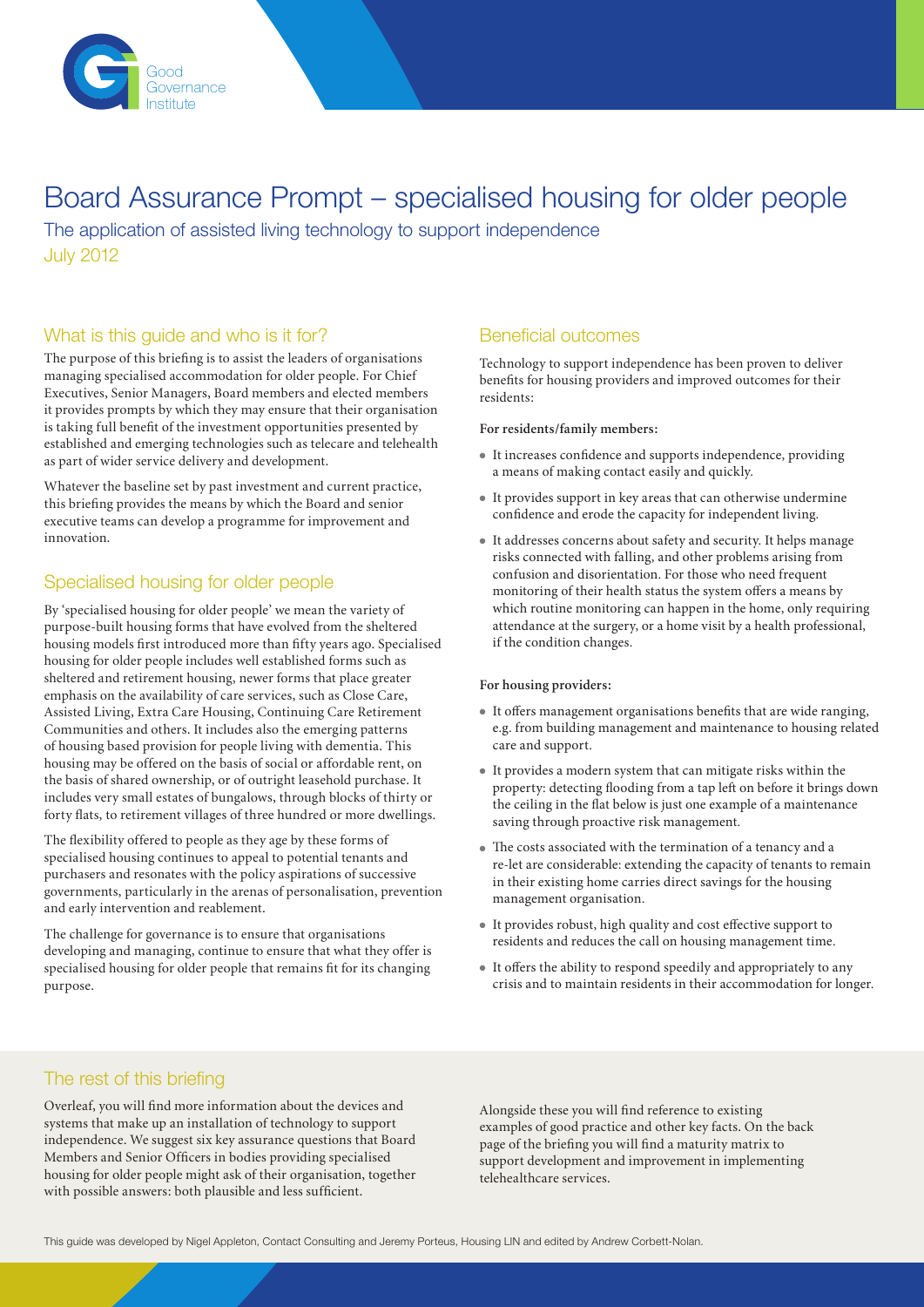Good Governance Institute

# Board Assurance Prompt – specialised housing for older people

The application of assisted living technology to support independence

July 2012

## What is this guide and who is it for?

The purpose of this briefing is to assist the leaders of organisations managing specialised accommodation for older people. For Chief Executives, Senior Managers, Board members and elected members it provides prompts by which they may ensure that their organisation is taking full benefit of the investment opportunities presented by established and emerging technologies such as telecare and telehealth as part of wider service delivery and development.

Whatever the baseline set by past investment and current practice, this briefing provides the means by which the Board and senior executive teams can develop a programme for improvement and innovation.

## Specialised housing for older people

By 'specialised housing for older people' we mean the variety of purpose-built housing forms that have evolved from the sheltered housing models first introduced more than fifty years ago. Specialised housing for older people includes well established forms such as sheltered and retirement housing, newer forms that place greater emphasis on the availability of care services, such as Close Care, Assisted Living, Extra Care Housing, Continuing Care Retirement Communities and others. It includes also the emerging patterns of housing based provision for people living with dementia. This housing may be offered on the basis of social or affordable rent, on the basis of shared ownership, or of outright leasehold purchase. It includes very small estates of bungalows, through blocks of thirty or forty flats, to retirement villages of three hundred or more dwellings.

The flexibility offered to people as they age by these forms of specialised housing continues to appeal to potential tenants and purchasers and resonates with the policy aspirations of successive governments, particularly in the arenas of personalisation, prevention and early intervention and reablement.

The challenge for governance is to ensure that organisations developing and managing, continue to ensure that what they offer is specialised housing for older people that remains fit for its changing purpose.

## Beneficial outcomes

Technology to support independence has been proven to deliver benefits for housing providers and improved outcomes for their residents:

**For residents/family members:**

- It increases confidence and supports independence, providing a means of making contact easily and quickly.
- It provides support in key areas that can otherwise undermine confidence and erode the capacity for independent living.
- It addresses concerns about safety and security. It helps manage risks connected with falling, and other problems arising from confusion and disorientation. For those who need frequent monitoring of their health status the system offers a means by which routine monitoring can happen in the home, only requiring attendance at the surgery, or a home visit by a health professional, if the condition changes.

**For housing providers:**

- It offers management organisations benefits that are wide ranging, e.g. from building management and maintenance to housing related care and support.
- It provides a modern system that can mitigate risks within the property: detecting flooding from a tap left on before it brings down the ceiling in the flat below is just one example of a maintenance saving through proactive risk management.
- The costs associated with the termination of a tenancy and a re-let are considerable: extending the capacity of tenants to remain in their existing home carries direct savings for the housing management organisation.
- It provides robust, high quality and cost effective support to residents and reduces the call on housing management time.
- It offers the ability to respond speedily and appropriately to any crisis and to maintain residents in their accommodation for longer.

## The rest of this briefing

Overleaf, you will find more information about the devices and systems that make up an installation of technology to support independence. We suggest six key assurance questions that Board Members and Senior Officers in bodies providing specialised housing for older people might ask of their organisation, together with possible answers: both plausible and less sufficient.

Alongside these you will find reference to existing examples of good practice and other key facts. On the back page of the briefing you will find a maturity matrix to support development and improvement in implementing telehealthcare services.

This guide was developed by Nigel Appleton, Contact Consulting and Jeremy Porteus, Housing LIN and edited by Andrew Corbett-Nolan.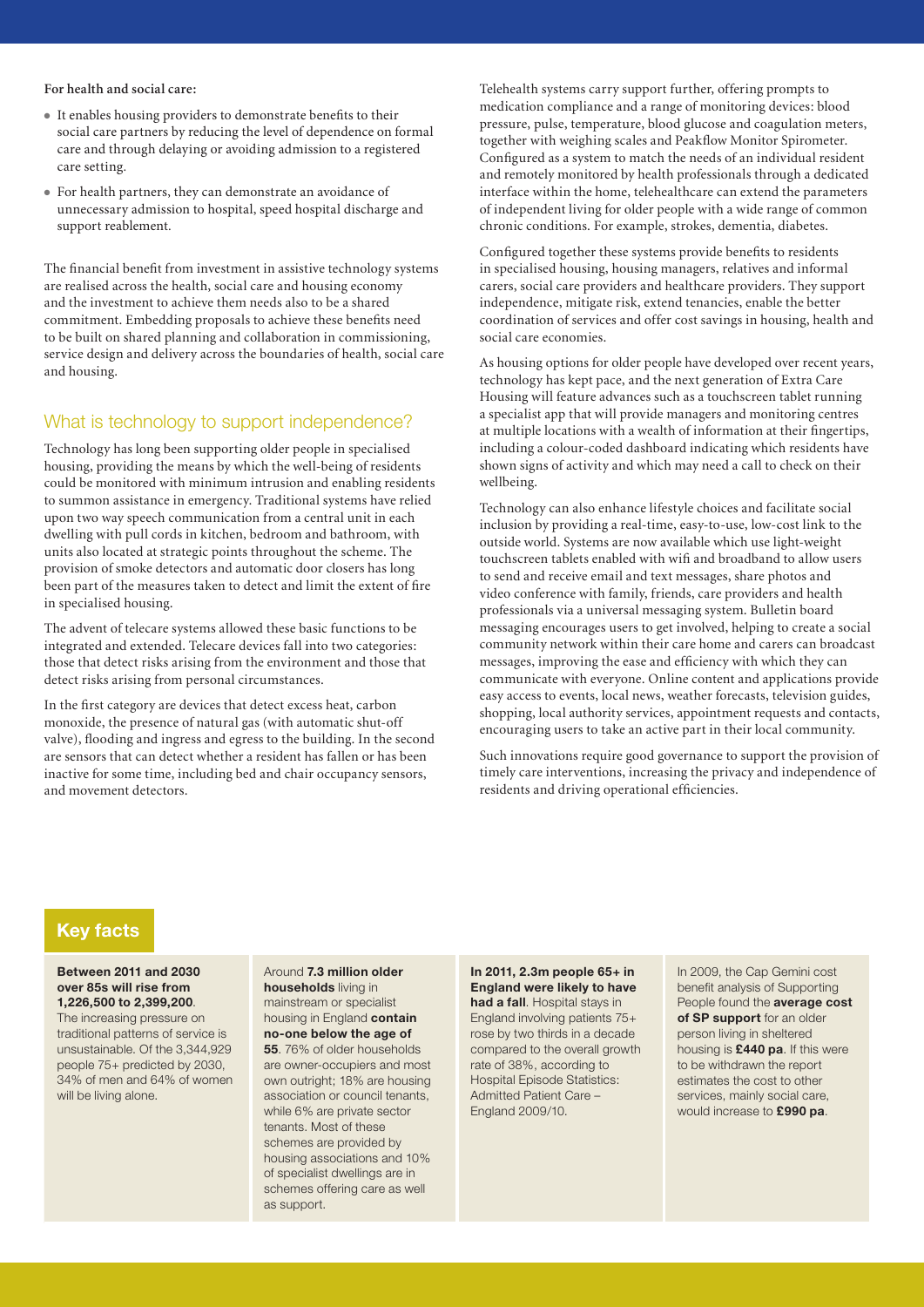**For health and social care:**

- It enables housing providers to demonstrate benefits to their social care partners by reducing the level of dependence on formal care and through delaying or avoiding admission to a registered care setting.
- For health partners, they can demonstrate an avoidance of unnecessary admission to hospital, speed hospital discharge and support reablement.

The financial benefit from investment in assistive technology systems are realised across the health, social care and housing economy and the investment to achieve them needs also to be a shared commitment. Embedding proposals to achieve these benefits need to be built on shared planning and collaboration in commissioning, service design and delivery across the boundaries of health, social care and housing.

## What is technology to support independence?

Technology has long been supporting older people in specialised housing, providing the means by which the well-being of residents could be monitored with minimum intrusion and enabling residents to summon assistance in emergency. Traditional systems have relied upon two way speech communication from a central unit in each dwelling with pull cords in kitchen, bedroom and bathroom, with units also located at strategic points throughout the scheme. The provision of smoke detectors and automatic door closers has long been part of the measures taken to detect and limit the extent of fire in specialised housing.

The advent of telecare systems allowed these basic functions to be integrated and extended. Telecare devices fall into two categories: those that detect risks arising from the environment and those that detect risks arising from personal circumstances.

In the first category are devices that detect excess heat, carbon monoxide, the presence of natural gas (with automatic shut-off valve), flooding and ingress and egress to the building. In the second are sensors that can detect whether a resident has fallen or has been inactive for some time, including bed and chair occupancy sensors, and movement detectors.

Telehealth systems carry support further, offering prompts to medication compliance and a range of monitoring devices: blood pressure, pulse, temperature, blood glucose and coagulation meters, together with weighing scales and Peakflow Monitor Spirometer. Configured as a system to match the needs of an individual resident and remotely monitored by health professionals through a dedicated interface within the home, telehealthcare can extend the parameters of independent living for older people with a wide range of common chronic conditions. For example, strokes, dementia, diabetes.

Configured together these systems provide benefits to residents in specialised housing, housing managers, relatives and informal carers, social care providers and healthcare providers. They support independence, mitigate risk, extend tenancies, enable the better coordination of services and offer cost savings in housing, health and social care economies.

As housing options for older people have developed over recent years, technology has kept pace, and the next generation of Extra Care Housing will feature advances such as a touchscreen tablet running a specialist app that will provide managers and monitoring centres at multiple locations with a wealth of information at their fingertips, including a colour-coded dashboard indicating which residents have shown signs of activity and which may need a call to check on their wellbeing.

Technology can also enhance lifestyle choices and facilitate social inclusion by providing a real-time, easy-to-use, low-cost link to the outside world. Systems are now available which use light-weight touchscreen tablets enabled with wifi and broadband to allow users to send and receive email and text messages, share photos and video conference with family, friends, care providers and health professionals via a universal messaging system. Bulletin board messaging encourages users to get involved, helping to create a social community network within their care home and carers can broadcast messages, improving the ease and efficiency with which they can communicate with everyone. Online content and applications provide easy access to events, local news, weather forecasts, television guides, shopping, local authority services, appointment requests and contacts, encouraging users to take an active part in their local community.

Such innovations require good governance to support the provision of timely care interventions, increasing the privacy and independence of residents and driving operational efficiencies.

## Key facts

**Between 2011 and 2030 over 85s will rise from 1,226,500 to 2,399,200**. The increasing pressure on traditional patterns of service is unsustainable. Of the 3,344,929 people 75+ predicted by 2030, 34% of men and 64% of women will be living alone.

Around **7.3 million older households** living in mainstream or specialist housing in England **contain no-one below the age of 55**. 76% of older households are owner-occupiers and most own outright; 18% are housing association or council tenants, while 6% are private sector tenants. Most of these schemes are provided by housing associations and 10% of specialist dwellings are in schemes offering care as well as support.

**In 2011, 2.3m people 65+ in England were likely to have had a fall**. Hospital stays in England involving patients 75+ rose by two thirds in a decade compared to the overall growth rate of 38%, according to Hospital Episode Statistics: Admitted Patient Care – England 2009/10.

In 2009, the Cap Gemini cost benefit analysis of Supporting People found the **average cost of SP support** for an older person living in sheltered housing is **£440 pa**. If this were to be withdrawn the report estimates the cost to other services, mainly social care, would increase to **£990 pa**.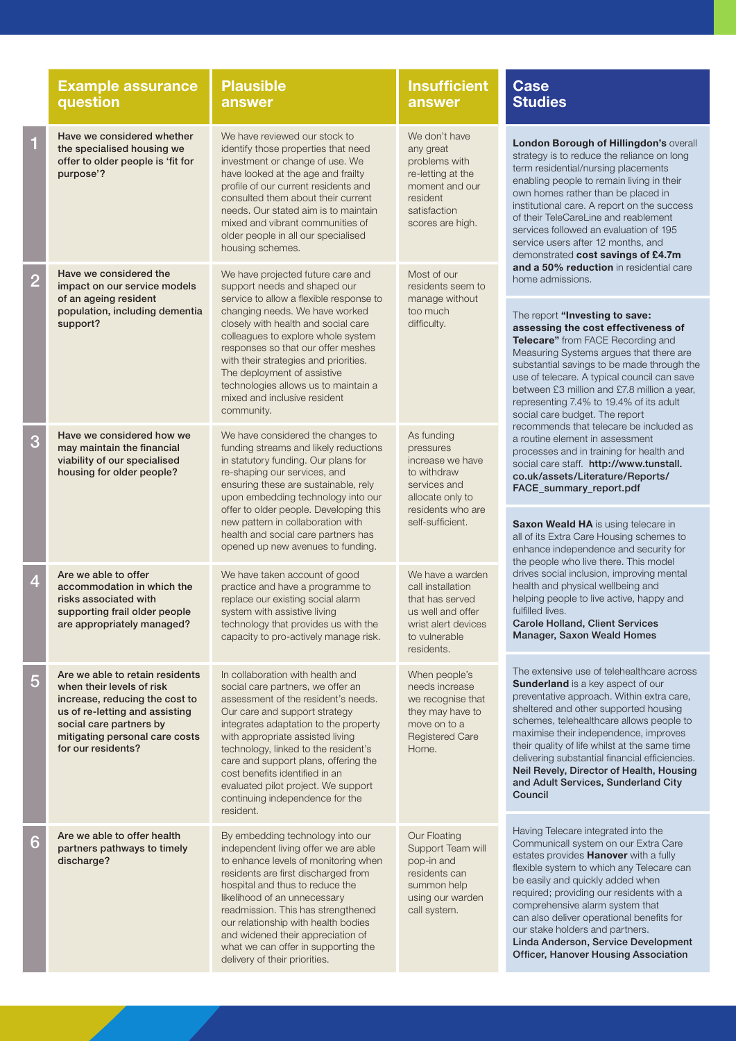| | Example assurance question | Plausible answer | Insufficient answer |
|---|---|---|---|
| 1 | **Have we considered whether the specialised housing we offer to older people is 'fit for purpose'?** | We have reviewed our stock to identify those properties that need investment or change of use. We have looked at the age and frailty profile of our current residents and consulted them about their current needs. Our stated aim is to maintain mixed and vibrant communities of older people in all our specialised housing schemes. | We don't have any great problems with re-letting at the moment and our resident satisfaction scores are high. |
| 2 | **Have we considered the impact on our service models of an ageing resident population, including dementia support?** | We have projected future care and support needs and shaped our service to allow a flexible response to changing needs. We have worked closely with health and social care colleagues to explore whole system responses so that our offer meshes with their strategies and priorities. The deployment of assistive technologies allows us to maintain a mixed and inclusive resident community. | Most of our residents seem to manage without too much difficulty. |
| 3 | **Have we considered how we may maintain the financial viability of our specialised housing for older people?** | We have considered the changes to funding streams and likely reductions in statutory funding. Our plans for re-shaping our services, and ensuring these are sustainable, rely upon embedding technology into our offer to older people. Developing this new pattern in collaboration with health and social care partners has opened up new avenues to funding. | As funding pressures increase we have to withdraw services and allocate only to residents who are self-sufficient. |
| 4 | **Are we able to offer accommodation in which the risks associated with supporting frail older people are appropriately managed?** | We have taken account of good practice and have a programme to replace our existing social alarm system with assistive living technology that provides us with the capacity to pro-actively manage risk. | We have a warden call installation that has served us well and offer wrist alert devices to vulnerable residents. |
| 5 | **Are we able to retain residents when their levels of risk increase, reducing the cost to us of re-letting and assisting social care partners by mitigating personal care costs for our residents?** | In collaboration with health and social care partners, we offer an assessment of the resident's needs. Our care and support strategy integrates adaptation to the property with appropriate assisted living technology, linked to the resident's care and support plans, offering the cost benefits identified in an evaluated pilot project. We support continuing independence for the resident. | When people's needs increase we recognise that they may have to move on to a Registered Care Home. |
| 6 | **Are we able to offer health partners pathways to timely discharge?** | By embedding technology into our independent living offer we are able to enhance levels of monitoring when residents are first discharged from hospital and thus to reduce the likelihood of an unnecessary readmission. This has strengthened our relationship with health bodies and widened their appreciation of what we can offer in supporting the delivery of their priorities. | Our Floating Support Team will pop-in and residents can summon help using our warden call system. |

## Case Studies

**London Borough of Hillingdon's** overall strategy is to reduce the reliance on long term residential/nursing placements enabling people to remain living in their own homes rather than be placed in institutional care. A report on the success of their TeleCareLine and reablement services followed an evaluation of 195 service users after 12 months, and demonstrated **cost savings of £4.7m and a 50% reduction** in residential care home admissions.

The report **"Investing to save: assessing the cost effectiveness of Telecare"** from FACE Recording and Measuring Systems argues that there are substantial savings to be made through the use of telecare. A typical council can save between £3 million and £7.8 million a year, representing 7.4% to 19.4% of its adult social care budget. The report recommends that telecare be included as a routine element in assessment processes and in training for health and social care staff. **http://www.tunstall.co.uk/assets/Literature/Reports/FACE_summary_report.pdf**

**Saxon Weald HA** is using telecare in all of its Extra Care Housing schemes to enhance independence and security for the people who live there. This model drives social inclusion, improving mental health and physical wellbeing and helping people to live active, happy and fulfilled lives.
**Carole Holland, Client Services Manager, Saxon Weald Homes**

The extensive use of telehealthcare across **Sunderland** is a key aspect of our preventative approach. Within extra care, sheltered and other supported housing schemes, telehealthcare allows people to maximise their independence, improves their quality of life whilst at the same time delivering substantial financial efficiencies.
**Neil Revely, Director of Health, Housing and Adult Services, Sunderland City Council**

Having Telecare integrated into the Communicall system on our Extra Care estates provides **Hanover** with a fully flexible system to which any Telecare can be easily and quickly added when required; providing our residents with a comprehensive alarm system that can also deliver operational benefits for our stake holders and partners.
**Linda Anderson, Service Development Officer, Hanover Housing Association**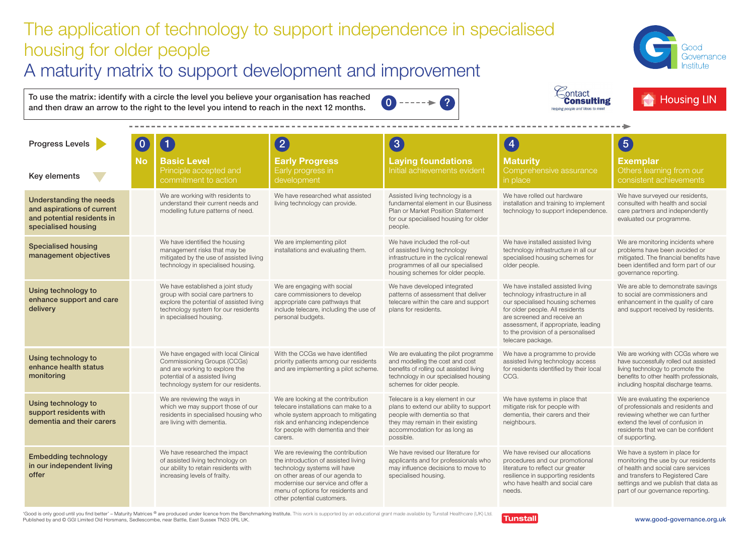# The application of technology to support independence in specialised housing for older people

## A maturity matrix to support development and improvement

Good Governance Institute

Contact Consulting — Helping people and ideas to meet

Housing LIN

**To use the matrix: identify with a circle the level you believe your organisation has reached and then draw an arrow to the right to the level you intend to reach in the next 12 months.** 0 - - - - → ?

| Progress Levels / Key elements | 0 No | 1 **Basic Level** Principle accepted and commitment to action | 2 **Early Progress** Early progress in development | 3 **Laying foundations** Initial achievements evident | 4 **Maturity** Comprehensive assurance in place | 5 **Exemplar** Others learning from our consistent achievements |
|---|---|---|---|---|---|---|
| **Understanding the needs and aspirations of current and potential residents in specialised housing** | | We are working with residents to understand their current needs and modelling future patterns of need. | We have researched what assisted living technology can provide. | Assisted living technology is a fundamental element in our Business Plan or Market Position Statement for our specialised housing for older people. | We have rolled out hardware installation and training to implement technology to support independence. | We have surveyed our residents, consulted with health and social care partners and independently evaluated our programme. |
| **Specialised housing management objectives** | | We have identified the housing management risks that may be mitigated by the use of assisted living technology in specialised housing. | We are implementing pilot installations and evaluating them. | We have included the roll-out of assisted living technology infrastructure in the cyclical renewal programmes of all our specialised housing schemes for older people. | We have installed assisted living technology infrastructure in all our specialised housing schemes for older people. | We are monitoring incidents where problems have been avoided or mitigated. The financial benefits have been identified and form part of our governance reporting. |
| **Using technology to enhance support and care delivery** | | We have established a joint study group with social care partners to explore the potential of assisted living technology system for our residents in specialised housing. | We are engaging with social care commissioners to develop appropriate care pathways that include telecare, including the use of personal budgets. | We have developed integrated patterns of assessment that deliver telecare within the care and support plans for residents. | We have installed assisted living technology infrastructure in all our specialised housing schemes for older people. All residents are screened and receive an assessment, if appropriate, leading to the provision of a personalised telecare package. | We are able to demonstrate savings to social are commissioners and enhancement in the quality of care and support received by residents. |
| **Using technology to enhance health status monitoring** | | We have engaged with local Clinical Commissioning Groups (CCGs) and are working to explore the potential of a assisted living technology system for our residents. | With the CCGs we have identified priority patients among our residents and are implementing a pilot scheme. | We are evaluating the pilot programme and modelling the cost and cost benefits of rolling out assisted living technology in our specialised housing schemes for older people. | We have a programme to provide assisted living technology access for residents identified by their local CCG. | We are working with CCGs where we have successfully rolled out assisted living technology to promote the benefits to other health professionals, including hospital discharge teams. |
| **Using technology to support residents with dementia and their carers** | | We are reviewing the ways in which we may support those of our residents in specialised housing who are living with dementia. | We are looking at the contribution telecare installations can make to a whole system approach to mitigating risk and enhancing independence for people with dementia and their carers. | Telecare is a key element in our plans to extend our ability to support people with dementia so that they may remain in their existing accommodation for as long as possible. | We have systems in place that mitigate risk for people with dementia, their carers and their neighbours. | We are evaluating the experience of professionals and residents and reviewing whether we can further extend the level of confusion in residents that we can be confident of supporting. |
| **Embedding technology in our independent living offer** | | We have researched the impact of assisted living technology on our ability to retain residents with increasing levels of frailty. | We are reviewing the contribution the introduction of assisted living technology systems will have on other areas of our agenda to modernise our service and offer a menu of options for residents and other potential customers. | We have revised our literature for applicants and for professionals who may influence decisions to move to specialised housing. | We have revised our allocations procedures and our promotional literature to reflect our greater resilience in supporting residents who have health and social care needs. | We have a system in place for monitoring the use by our residents of health and social care services and transfers to Registered Care settings and we publish that data as part of our governance reporting. |

'Good is only good until you find better' – Maturity Matrices ® are produced under licence from the Benchmarking Institute. This work is supported by an educational grant made available by Tunstall Healthcare (UK) Ltd.
Published by and © GGI Limited Old Horsmans, Sedlescombe, near Battle, East Sussex TN33 0RL UK.

Tunstall

www.good-governance.org.uk